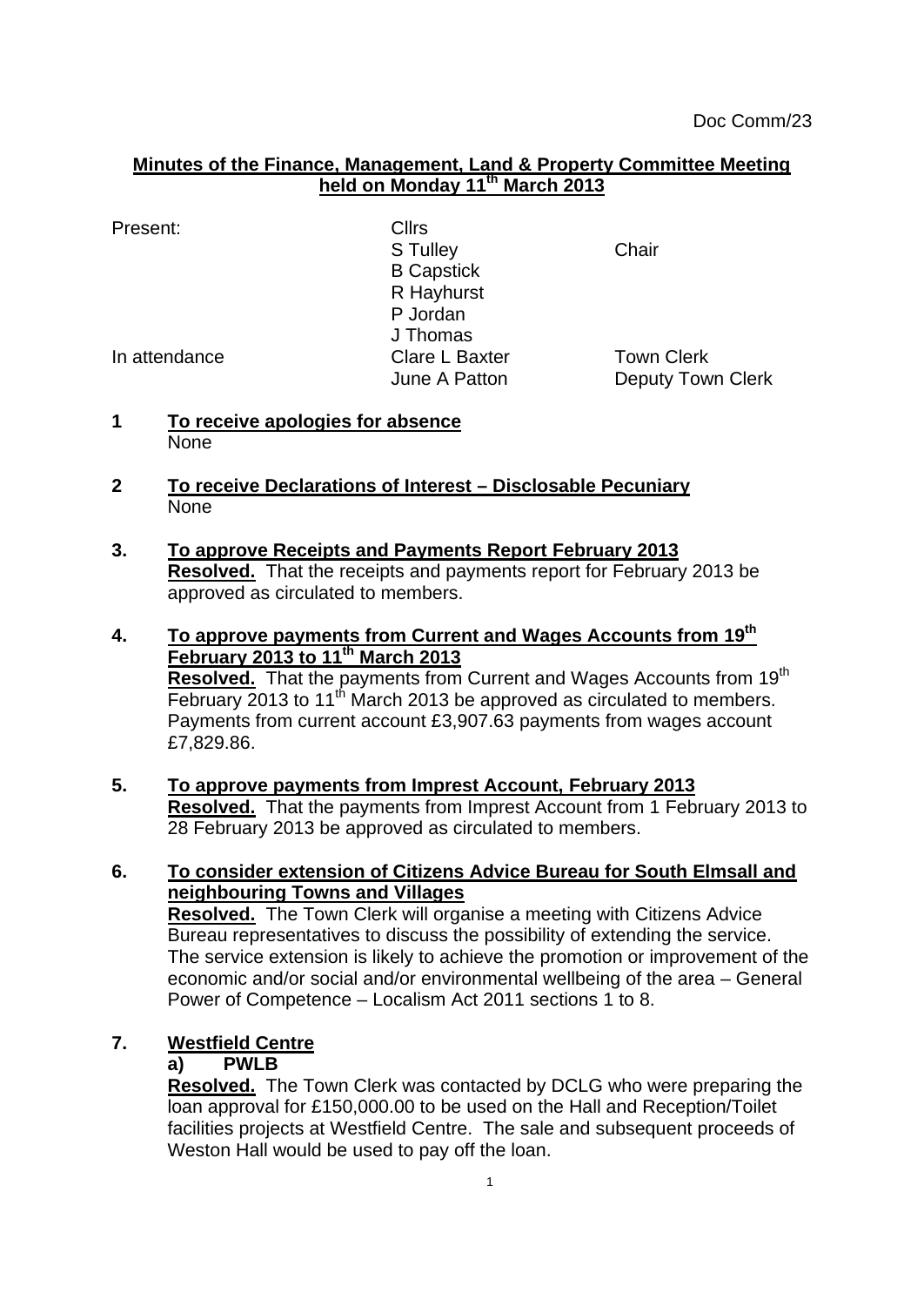Doc Comm/23

## Minutes of the Finance, Management, Land & Property Committee Meeting held on Monday 11th March 2013

| Present: | Cllrs | |
|---|---|---|
| | S Tulley | Chair |
| | B Capstick | |
| | R Hayhurst | |
| | P Jordan | |
| | J Thomas | |
| In attendance | Clare L Baxter | Town Clerk |
| | June A Patton | Deputy Town Clerk |

**1 To receive apologies for absence**

None

**2 To receive Declarations of Interest – Disclosable Pecuniary**

None

**3. To approve Receipts and Payments Report February 2013**

**Resolved.** That the receipts and payments report for February 2013 be approved as circulated to members.

**4. To approve payments from Current and Wages Accounts from 19th February 2013 to 11th March 2013**

**Resolved.** That the payments from Current and Wages Accounts from 19th February 2013 to 11th March 2013 be approved as circulated to members. Payments from current account £3,907.63 payments from wages account £7,829.86.

**5. To approve payments from Imprest Account, February 2013**

**Resolved.** That the payments from Imprest Account from 1 February 2013 to 28 February 2013 be approved as circulated to members.

**6. To consider extension of Citizens Advice Bureau for South Elmsall and neighbouring Towns and Villages**

**Resolved.** The Town Clerk will organise a meeting with Citizens Advice Bureau representatives to discuss the possibility of extending the service. The service extension is likely to achieve the promotion or improvement of the economic and/or social and/or environmental wellbeing of the area – General Power of Competence – Localism Act 2011 sections 1 to 8.

**7. Westfield Centre**

**a) PWLB**

**Resolved.** The Town Clerk was contacted by DCLG who were preparing the loan approval for £150,000.00 to be used on the Hall and Reception/Toilet facilities projects at Westfield Centre. The sale and subsequent proceeds of Weston Hall would be used to pay off the loan.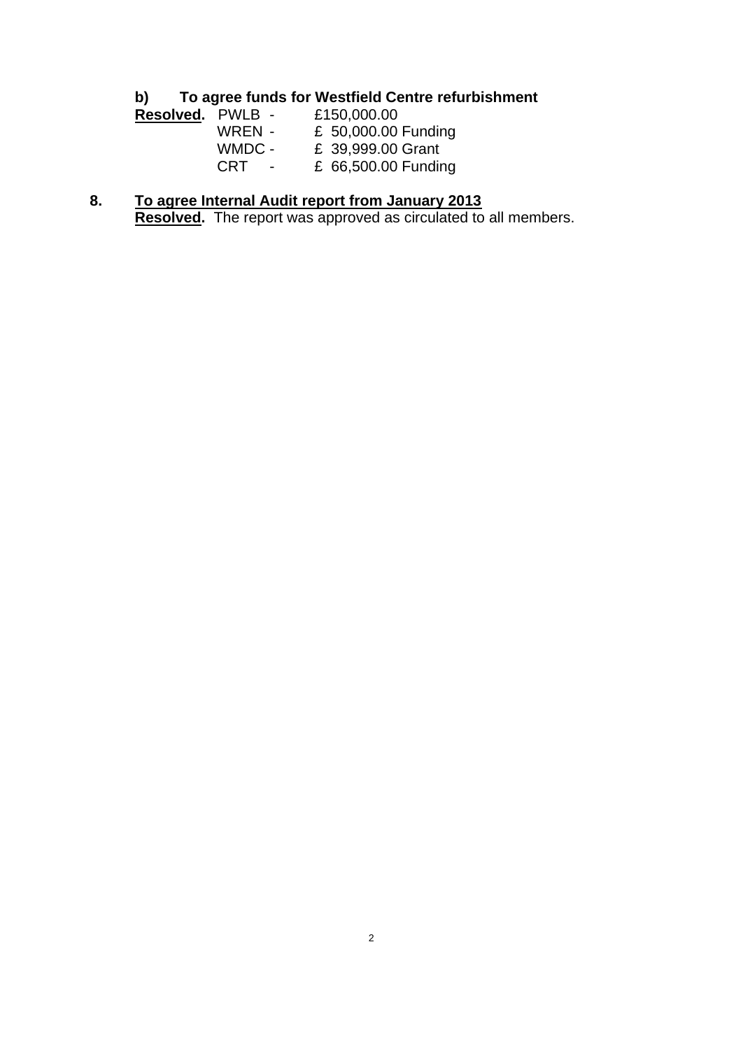**b) To agree funds for Westfield Centre refurbishment**

**Resolved.** PWLB - £150,000.00
WREN - £ 50,000.00 Funding
WMDC - £ 39,999.00 Grant
CRT - £ 66,500.00 Funding

## 8. To agree Internal Audit report from January 2013

**Resolved.** The report was approved as circulated to all members.